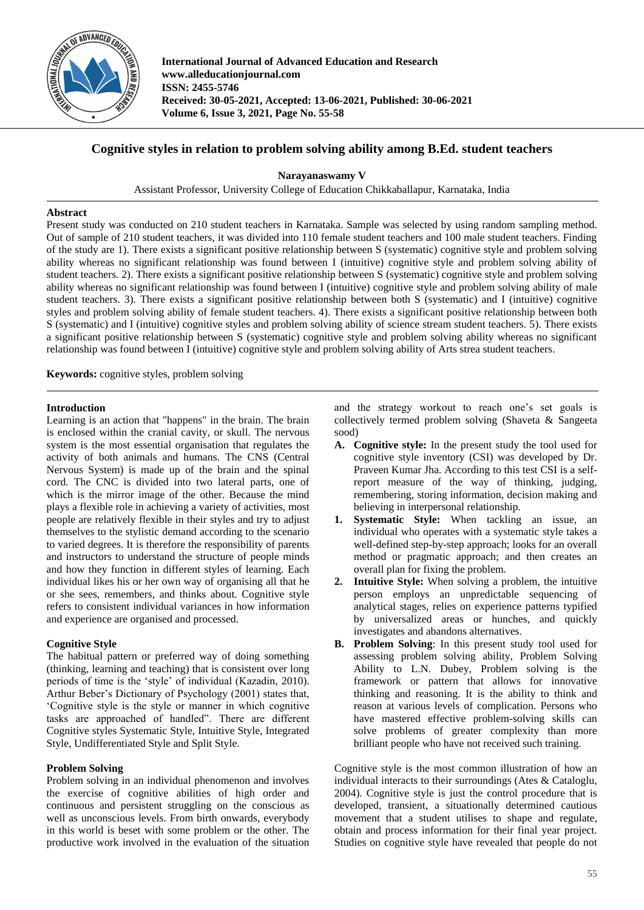# Cognitive styles in relation to problem solving ability among B.Ed. student teachers

**Narayanaswamy V**

Assistant Professor, University College of Education Chikkaballapur, Karnataka, India

## Abstract

Present study was conducted on 210 student teachers in Karnataka. Sample was selected by using random sampling method. Out of sample of 210 student teachers, it was divided into 110 female student teachers and 100 male student teachers. Finding of the study are 1). There exists a significant positive relationship between S (systematic) cognitive style and problem solving ability whereas no significant relationship was found between I (intuitive) cognitive style and problem solving ability of student teachers. 2). There exists a significant positive relationship between S (systematic) cognitive style and problem solving ability whereas no significant relationship was found between I (intuitive) cognitive style and problem solving ability of male student teachers. 3). There exists a significant positive relationship between both S (systematic) and I (intuitive) cognitive styles and problem solving ability of female student teachers. 4). There exists a significant positive relationship between both S (systematic) and I (intuitive) cognitive styles and problem solving ability of science stream student teachers. 5). There exists a significant positive relationship between S (systematic) cognitive style and problem solving ability whereas no significant relationship was found between I (intuitive) cognitive style and problem solving ability of Arts strea student teachers.

**Keywords:** cognitive styles, problem solving

## Introduction

Learning is an action that "happens" in the brain. The brain is enclosed within the cranial cavity, or skull. The nervous system is the most essential organisation that regulates the activity of both animals and humans. The CNS (Central Nervous System) is made up of the brain and the spinal cord. The CNC is divided into two lateral parts, one of which is the mirror image of the other. Because the mind plays a flexible role in achieving a variety of activities, most people are relatively flexible in their styles and try to adjust themselves to the stylistic demand according to the scenario to varied degrees. It is therefore the responsibility of parents and instructors to understand the structure of people minds and how they function in different styles of learning. Each individual likes his or her own way of organising all that he or she sees, remembers, and thinks about. Cognitive style refers to consistent individual variances in how information and experience are organised and processed.

### Cognitive Style

The habitual pattern or preferred way of doing something (thinking, learning and teaching) that is consistent over long periods of time is the 'style' of individual (Kazadin, 2010). Arthur Beber's Dictionary of Psychology (2001) states that, 'Cognitive style is the style or manner in which cognitive tasks are approached of handled". There are different Cognitive styles Systematic Style, Intuitive Style, Integrated Style, Undifferentiated Style and Split Style.

### Problem Solving

Problem solving in an individual phenomenon and involves the exercise of cognitive abilities of high order and continuous and persistent struggling on the conscious as well as unconscious levels. From birth onwards, everybody in this world is beset with some problem or the other. The productive work involved in the evaluation of the situation and the strategy workout to reach one's set goals is collectively termed problem solving (Shaveta & Sangeeta sood)

A. **Cognitive style:** In the present study the tool used for cognitive style inventory (CSI) was developed by Dr. Praveen Kumar Jha. According to this test CSI is a self-report measure of the way of thinking, judging, remembering, storing information, decision making and believing in interpersonal relationship.

1. **Systematic Style:** When tackling an issue, an individual who operates with a systematic style takes a well-defined step-by-step approach; looks for an overall method or pragmatic approach; and then creates an overall plan for fixing the problem.
2. **Intuitive Style:** When solving a problem, the intuitive person employs an unpredictable sequencing of analytical stages, relies on experience patterns typified by universalized areas or hunches, and quickly investigates and abandons alternatives.

B. **Problem Solving**: In this present study tool used for assessing problem solving ability, Problem Solving Ability to L.N. Dubey, Problem solving is the framework or pattern that allows for innovative thinking and reasoning. It is the ability to think and reason at various levels of complication. Persons who have mastered effective problem-solving skills can solve problems of greater complexity than more brilliant people who have not received such training.

Cognitive style is the most common illustration of how an individual interacts to their surroundings (Ates & Cataloglu, 2004). Cognitive style is just the control procedure that is developed, transient, a situationally determined cautious movement that a student utilises to shape and regulate, obtain and process information for their final year project. Studies on cognitive style have revealed that people do not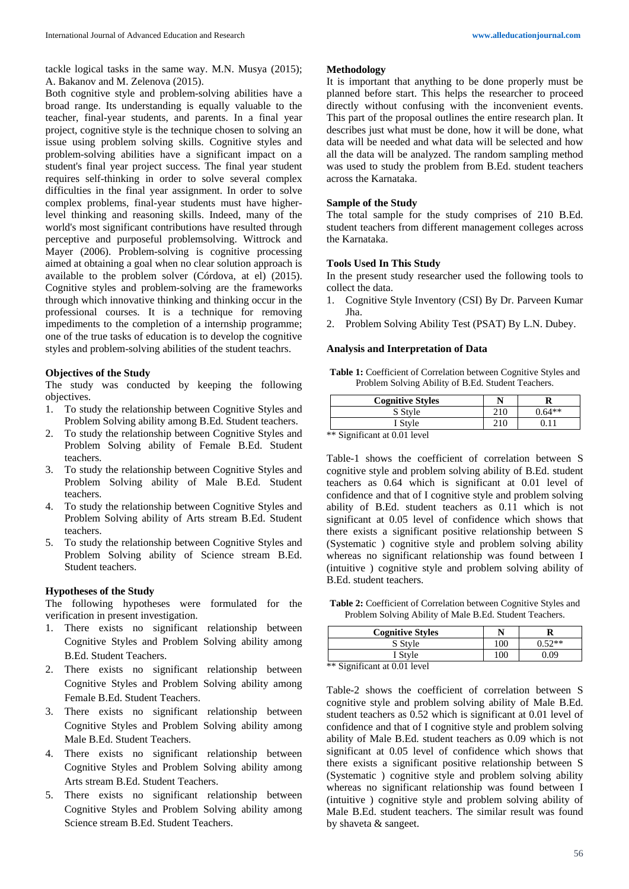tackle logical tasks in the same way. M.N. Musya (2015); A. Bakanov and M. Zelenova (2015).

Both cognitive style and problem-solving abilities have a broad range. Its understanding is equally valuable to the teacher, final-year students, and parents. In a final year project, cognitive style is the technique chosen to solving an issue using problem solving skills. Cognitive styles and problem-solving abilities have a significant impact on a student's final year project success. The final year student requires self-thinking in order to solve several complex difficulties in the final year assignment. In order to solve complex problems, final-year students must have higher-level thinking and reasoning skills. Indeed, many of the world's most significant contributions have resulted through perceptive and purposeful problemsolving. Wittrock and Mayer (2006). Problem-solving is cognitive processing aimed at obtaining a goal when no clear solution approach is available to the problem solver (Córdova, at el) (2015). Cognitive styles and problem-solving are the frameworks through which innovative thinking and thinking occur in the professional courses. It is a technique for removing impediments to the completion of a internship programme; one of the true tasks of education is to develop the cognitive styles and problem-solving abilities of the student teachrs.

### Objectives of the Study

The study was conducted by keeping the following objectives.

1. To study the relationship between Cognitive Styles and Problem Solving ability among B.Ed. Student teachers.
2. To study the relationship between Cognitive Styles and Problem Solving ability of Female B.Ed. Student teachers.
3. To study the relationship between Cognitive Styles and Problem Solving ability of Male B.Ed. Student teachers.
4. To study the relationship between Cognitive Styles and Problem Solving ability of Arts stream B.Ed. Student teachers.
5. To study the relationship between Cognitive Styles and Problem Solving ability of Science stream B.Ed. Student teachers.

### Hypotheses of the Study

The following hypotheses were formulated for the verification in present investigation.

1. There exists no significant relationship between Cognitive Styles and Problem Solving ability among B.Ed. Student Teachers.
2. There exists no significant relationship between Cognitive Styles and Problem Solving ability among Female B.Ed. Student Teachers.
3. There exists no significant relationship between Cognitive Styles and Problem Solving ability among Male B.Ed. Student Teachers.
4. There exists no significant relationship between Cognitive Styles and Problem Solving ability among Arts stream B.Ed. Student Teachers.
5. There exists no significant relationship between Cognitive Styles and Problem Solving ability among Science stream B.Ed. Student Teachers.

### Methodology

It is important that anything to be done properly must be planned before start. This helps the researcher to proceed directly without confusing with the inconvenient events. This part of the proposal outlines the entire research plan. It describes just what must be done, how it will be done, what data will be needed and what data will be selected and how all the data will be analyzed. The random sampling method was used to study the problem from B.Ed. student teachers across the Karnataka.

### Sample of the Study

The total sample for the study comprises of 210 B.Ed. student teachers from different management colleges across the Karnataka.

### Tools Used In This Study

In the present study researcher used the following tools to collect the data.

1. Cognitive Style Inventory (CSI) By Dr. Parveen Kumar Jha.
2. Problem Solving Ability Test (PSAT) By L.N. Dubey.

### Analysis and Interpretation of Data

**Table 1:** Coefficient of Correlation between Cognitive Styles and Problem Solving Ability of B.Ed. Student Teachers.

| Cognitive Styles | N | R |
|---|---|---|
| S Style | 210 | 0.64** |
| I Style | 210 | 0.11 |

** Significant at 0.01 level

Table-1 shows the coefficient of correlation between S cognitive style and problem solving ability of B.Ed. student teachers as 0.64 which is significant at 0.01 level of confidence and that of I cognitive style and problem solving ability of B.Ed. student teachers as 0.11 which is not significant at 0.05 level of confidence which shows that there exists a significant positive relationship between S (Systematic ) cognitive style and problem solving ability whereas no significant relationship was found between I (intuitive ) cognitive style and problem solving ability of B.Ed. student teachers.

**Table 2:** Coefficient of Correlation between Cognitive Styles and Problem Solving Ability of Male B.Ed. Student Teachers.

| Cognitive Styles | N | R |
|---|---|---|
| S Style | 100 | 0.52** |
| I Style | 100 | 0.09 |

** Significant at 0.01 level

Table-2 shows the coefficient of correlation between S cognitive style and problem solving ability of Male B.Ed. student teachers as 0.52 which is significant at 0.01 level of confidence and that of I cognitive style and problem solving ability of Male B.Ed. student teachers as 0.09 which is not significant at 0.05 level of confidence which shows that there exists a significant positive relationship between S (Systematic ) cognitive style and problem solving ability whereas no significant relationship was found between I (intuitive ) cognitive style and problem solving ability of Male B.Ed. student teachers. The similar result was found by shaveta & sangeet.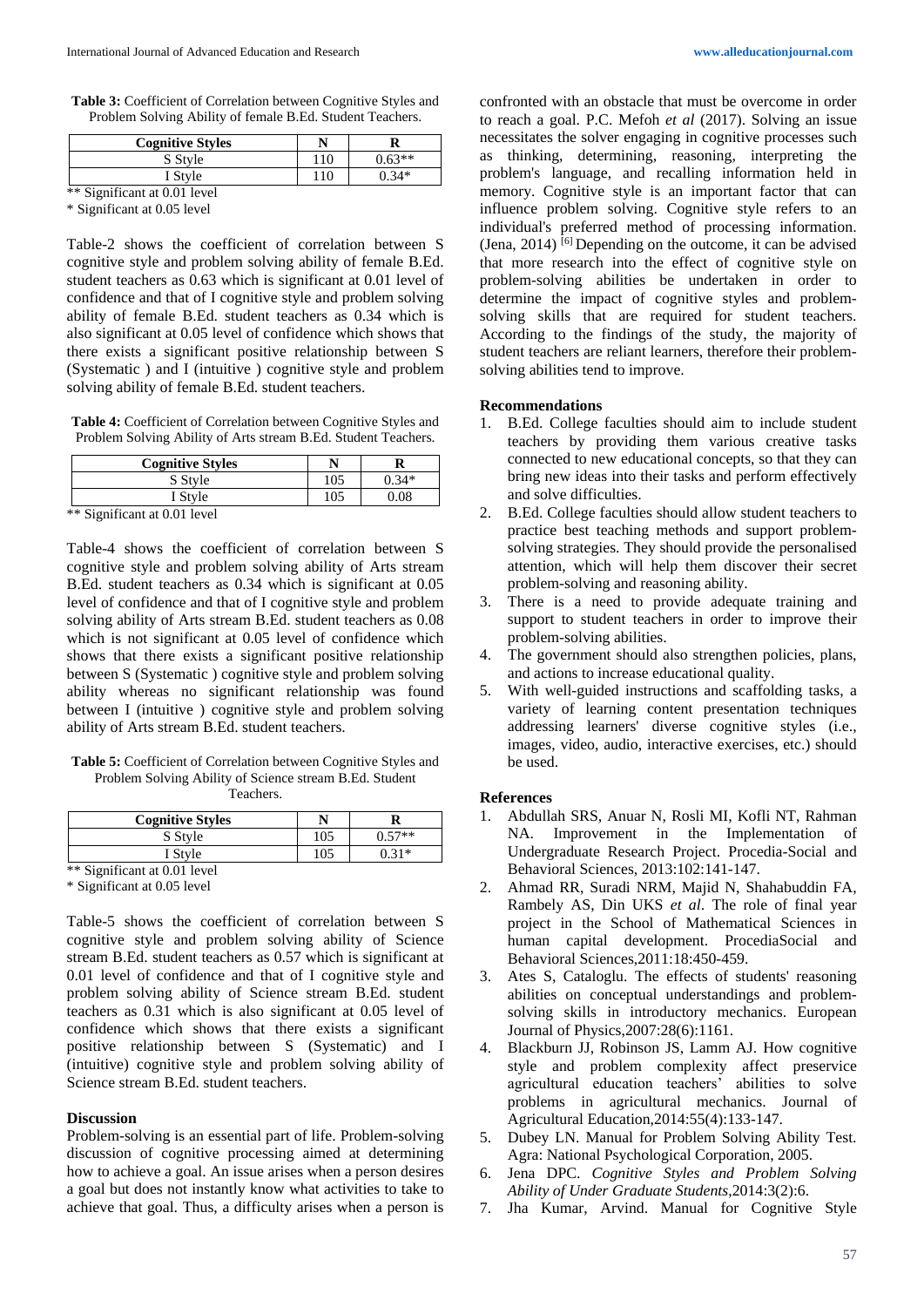**Table 3:** Coefficient of Correlation between Cognitive Styles and Problem Solving Ability of female B.Ed. Student Teachers.

| Cognitive Styles | N | R |
|---|---|---|
| S Style | 110 | 0.63** |
| I Style | 110 | 0.34* |

** Significant at 0.01 level

* Significant at 0.05 level

Table-2 shows the coefficient of correlation between S cognitive style and problem solving ability of female B.Ed. student teachers as 0.63 which is significant at 0.01 level of confidence and that of I cognitive style and problem solving ability of female B.Ed. student teachers as 0.34 which is also significant at 0.05 level of confidence which shows that there exists a significant positive relationship between S (Systematic ) and I (intuitive ) cognitive style and problem solving ability of female B.Ed. student teachers.

**Table 4:** Coefficient of Correlation between Cognitive Styles and Problem Solving Ability of Arts stream B.Ed. Student Teachers.

| Cognitive Styles | N | R |
|---|---|---|
| S Style | 105 | 0.34* |
| I Style | 105 | 0.08 |

** Significant at 0.01 level

Table-4 shows the coefficient of correlation between S cognitive style and problem solving ability of Arts stream B.Ed. student teachers as 0.34 which is significant at 0.05 level of confidence and that of I cognitive style and problem solving ability of Arts stream B.Ed. student teachers as 0.08 which is not significant at 0.05 level of confidence which shows that there exists a significant positive relationship between S (Systematic ) cognitive style and problem solving ability whereas no significant relationship was found between I (intuitive ) cognitive style and problem solving ability of Arts stream B.Ed. student teachers.

**Table 5:** Coefficient of Correlation between Cognitive Styles and Problem Solving Ability of Science stream B.Ed. Student Teachers.

| Cognitive Styles | N | R |
|---|---|---|
| S Style | 105 | 0.57** |
| I Style | 105 | 0.31* |

** Significant at 0.01 level

* Significant at 0.05 level

Table-5 shows the coefficient of correlation between S cognitive style and problem solving ability of Science stream B.Ed. student teachers as 0.57 which is significant at 0.01 level of confidence and that of I cognitive style and problem solving ability of Science stream B.Ed. student teachers as 0.31 which is also significant at 0.05 level of confidence which shows that there exists a significant positive relationship between S (Systematic) and I (intuitive) cognitive style and problem solving ability of Science stream B.Ed. student teachers.

## Discussion

Problem-solving is an essential part of life. Problem-solving discussion of cognitive processing aimed at determining how to achieve a goal. An issue arises when a person desires a goal but does not instantly know what activities to take to achieve that goal. Thus, a difficulty arises when a person is confronted with an obstacle that must be overcome in order to reach a goal. P.C. Mefoh *et al* (2017). Solving an issue necessitates the solver engaging in cognitive processes such as thinking, determining, reasoning, interpreting the problem's language, and recalling information held in memory. Cognitive style is an important factor that can influence problem solving. Cognitive style refers to an individual's preferred method of processing information. (Jena, 2014) [6] Depending on the outcome, it can be advised that more research into the effect of cognitive style on problem-solving abilities be undertaken in order to determine the impact of cognitive styles and problem-solving skills that are required for student teachers. According to the findings of the study, the majority of student teachers are reliant learners, therefore their problem-solving abilities tend to improve.

## Recommendations

1. B.Ed. College faculties should aim to include student teachers by providing them various creative tasks connected to new educational concepts, so that they can bring new ideas into their tasks and perform effectively and solve difficulties.
2. B.Ed. College faculties should allow student teachers to practice best teaching methods and support problem-solving strategies. They should provide the personalised attention, which will help them discover their secret problem-solving and reasoning ability.
3. There is a need to provide adequate training and support to student teachers in order to improve their problem-solving abilities.
4. The government should also strengthen policies, plans, and actions to increase educational quality.
5. With well-guided instructions and scaffolding tasks, a variety of learning content presentation techniques addressing learners' diverse cognitive styles (i.e., images, video, audio, interactive exercises, etc.) should be used.

## References

1. Abdullah SRS, Anuar N, Rosli MI, Kofli NT, Rahman NA. Improvement in the Implementation of Undergraduate Research Project. Procedia-Social and Behavioral Sciences, 2013:102:141-147.
2. Ahmad RR, Suradi NRM, Majid N, Shahabuddin FA, Rambely AS, Din UKS *et al*. The role of final year project in the School of Mathematical Sciences in human capital development. ProcediaSocial and Behavioral Sciences,2011:18:450-459.
3. Ates S, Cataloglu. The effects of students' reasoning abilities on conceptual understandings and problem-solving skills in introductory mechanics. European Journal of Physics,2007:28(6):1161.
4. Blackburn JJ, Robinson JS, Lamm AJ. How cognitive style and problem complexity affect preservice agricultural education teachers' abilities to solve problems in agricultural mechanics. Journal of Agricultural Education,2014:55(4):133-147.
5. Dubey LN. Manual for Problem Solving Ability Test. Agra: National Psychological Corporation, 2005.
6. Jena DPC. *Cognitive Styles and Problem Solving Ability of Under Graduate Students*,2014:3(2):6.
7. Jha Kumar, Arvind. Manual for Cognitive Style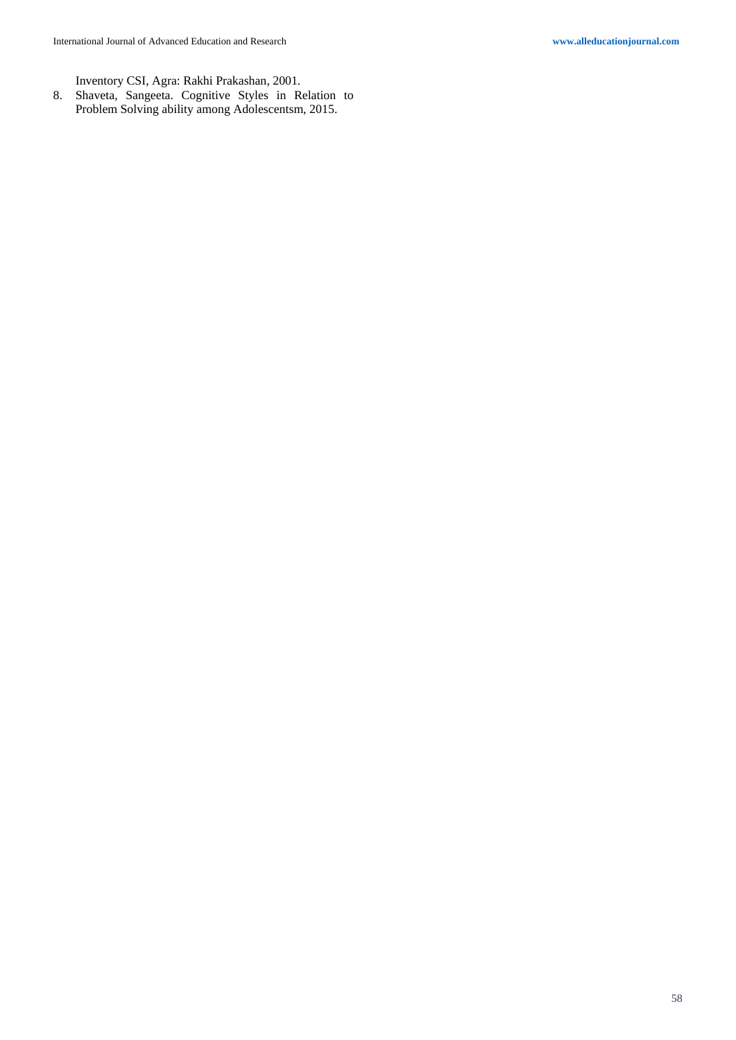Inventory CSI, Agra: Rakhi Prakashan, 2001.

8. Shaveta, Sangeeta. Cognitive Styles in Relation to Problem Solving ability among Adolescentsm, 2015.